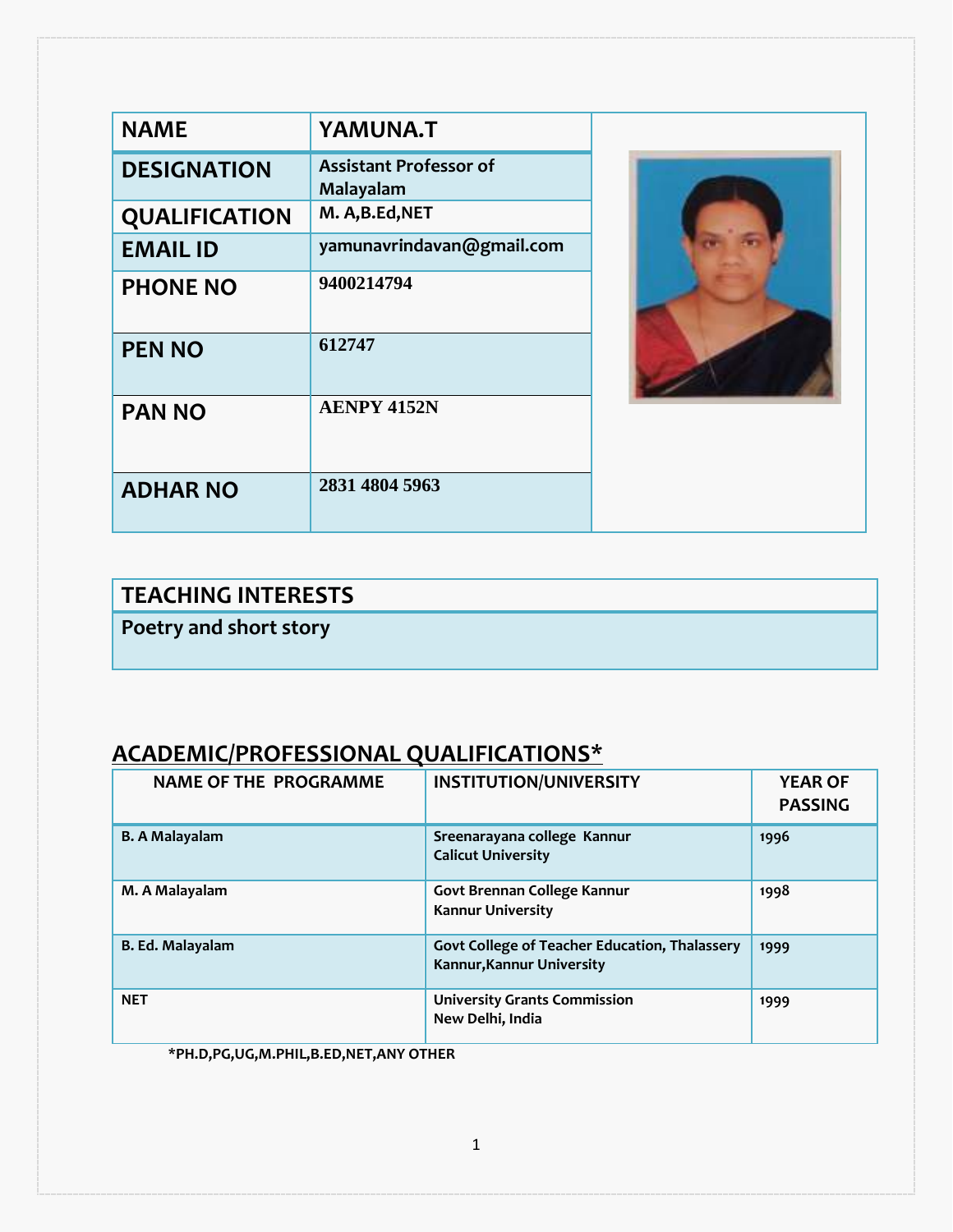| NAME | YAMUNA.T |
| --- | --- |
| DESIGNATION | Assistant Professor of Malayalam |
| QUALIFICATION | M. A,B.Ed,NET |
| EMAIL ID | yamunavrindavan@gmail.com |
| PHONE NO | 9400214794 |
| PEN NO | 612747 |
| PAN NO | AENPY 4152N |
| ADHAR NO | 2831 4804 5963 |

| TEACHING INTERESTS |
| --- |
| Poetry and short story |

## ACADEMIC/PROFESSIONAL QUALIFICATIONS*

| NAME OF THE PROGRAMME | INSTITUTION/UNIVERSITY | YEAR OF PASSING |
| --- | --- | --- |
| B. A Malayalam | Sreenarayana college Kannur<br>Calicut University | 1996 |
| M. A Malayalam | Govt Brennan College Kannur<br>Kannur University | 1998 |
| B. Ed. Malayalam | Govt College of Teacher Education, Thalassery<br>Kannur,Kannur University | 1999 |
| NET | University Grants Commission<br>New Delhi, India | 1999 |

*PH.D,PG,UG,M.PHIL,B.ED,NET,ANY OTHER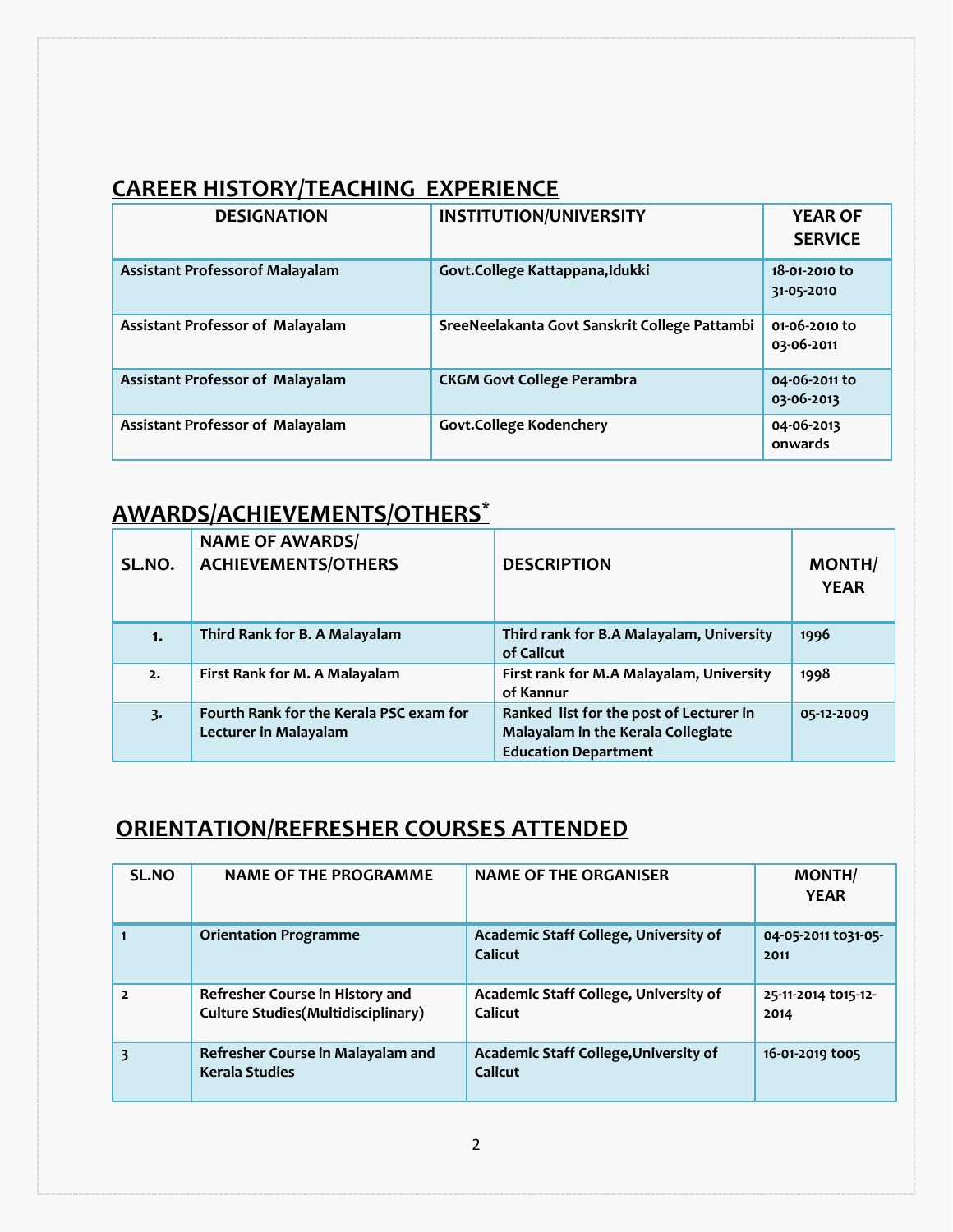## CAREER HISTORY/TEACHING EXPERIENCE

| DESIGNATION | INSTITUTION/UNIVERSITY | YEAR OF SERVICE |
|---|---|---|
| Assistant Professorof Malayalam | Govt.College Kattappana,Idukki | 18-01-2010 to 31-05-2010 |
| Assistant Professor of Malayalam | SreeNeelakanta Govt Sanskrit College Pattambi | 01-06-2010 to 03-06-2011 |
| Assistant Professor of Malayalam | CKGM Govt College Perambra | 04-06-2011 to 03-06-2013 |
| Assistant Professor of Malayalam | Govt.College Kodenchery | 04-06-2013 onwards |

## AWARDS/ACHIEVEMENTS/OTHERS*

| SL.NO. | NAME OF AWARDS/ ACHIEVEMENTS/OTHERS | DESCRIPTION | MONTH/ YEAR |
|---|---|---|---|
| 1. | Third Rank for B. A Malayalam | Third rank for B.A Malayalam, University of Calicut | 1996 |
| 2. | First Rank for M. A Malayalam | First rank for M.A Malayalam, University of Kannur | 1998 |
| 3. | Fourth Rank for the Kerala PSC exam for Lecturer in Malayalam | Ranked list for the post of Lecturer in Malayalam in the Kerala Collegiate Education Department | 05-12-2009 |

## ORIENTATION/REFRESHER COURSES ATTENDED

| SL.NO | NAME OF THE PROGRAMME | NAME OF THE ORGANISER | MONTH/ YEAR |
|---|---|---|---|
| 1 | Orientation Programme | Academic Staff College, University of Calicut | 04-05-2011 to31-05-2011 |
| 2 | Refresher Course in History and Culture Studies(Multidisciplinary) | Academic Staff College, University of Calicut | 25-11-2014 to15-12-2014 |
| 3 | Refresher Course in Malayalam and Kerala Studies | Academic Staff College,University of Calicut | 16-01-2019 to05 |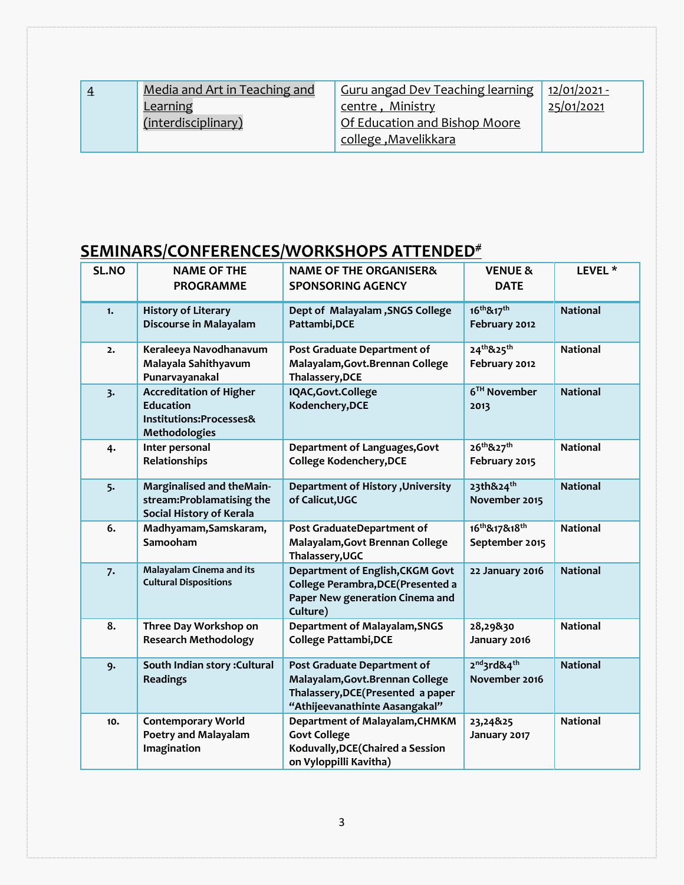| 4 | Media and Art in Teaching and Learning (interdisciplinary) | Guru angad Dev Teaching learning centre , Ministry Of Education and Bishop Moore college ,Mavelikkara | 12/01/2021 - 25/01/2021 |
|---|---|---|---|

## SEMINARS/CONFERENCES/WORKSHOPS ATTENDED#

| SL.NO | NAME OF THE PROGRAMME | NAME OF THE ORGANISER& SPONSORING AGENCY | VENUE & DATE | LEVEL * |
|---|---|---|---|---|
| 1. | History of Literary Discourse in Malayalam | Dept of Malayalam ,SNGS College Pattambi,DCE | 16th&17th February 2012 | National |
| 2. | Keraleeya Navodhanavum Malayala Sahithyavum Punarvayanakal | Post Graduate Department of Malayalam,Govt.Brennan College Thalassery,DCE | 24th&25th February 2012 | National |
| 3. | Accreditation of Higher Education Institutions:Processes& Methodologies | IQAC,Govt.College Kodenchery,DCE | 6TH November 2013 | National |
| 4. | Inter personal Relationships | Department of Languages,Govt College Kodenchery,DCE | 26th&27th February 2015 | National |
| 5. | Marginalised and theMain-stream:Problamatising the Social History of Kerala | Department of History ,University of Calicut,UGC | 23th&24th November 2015 | National |
| 6. | Madhyamam,Samskaram, Samooham | Post GraduateDepartment of Malayalam,Govt Brennan College Thalassery,UGC | 16th&17&18th September 2015 | National |
| 7. | Malayalam Cinema and its Cultural Dispositions | Department of English,CKGM Govt College Perambra,DCE(Presented a Paper New generation Cinema and Culture) | 22 January 2016 | National |
| 8. | Three Day Workshop on Research Methodology | Department of Malayalam,SNGS College Pattambi,DCE | 28,29&30 January 2016 | National |
| 9. | South Indian story :Cultural Readings | Post Graduate Department of Malayalam,Govt.Brennan College Thalassery,DCE(Presented a paper "Athijeevanathinte Aasangakal" | 2nd3rd&4th November 2016 | National |
| 10. | Contemporary World Poetry and Malayalam Imagination | Department of Malayalam,CHMKM Govt College Koduvally,DCE(Chaired a Session on Vyloppilli Kavitha) | 23,24&25 January 2017 | National |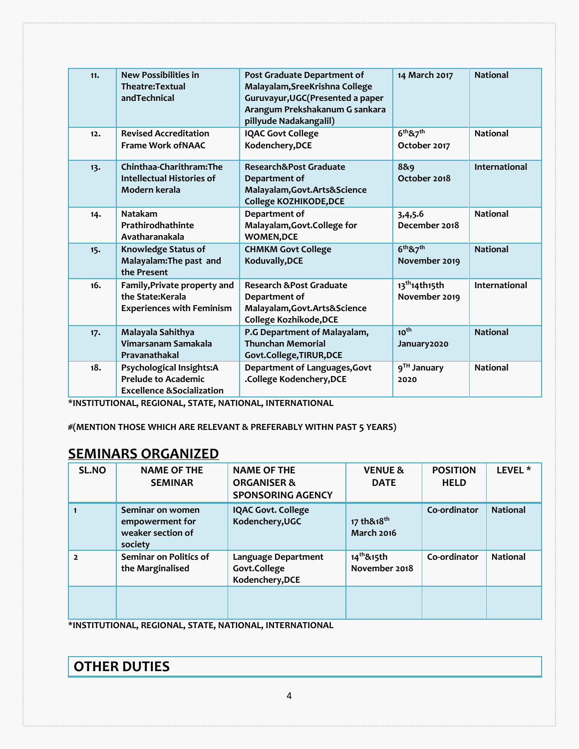| 11. | New Possibilities in Theatre:Textual andTechnical | Post Graduate Department of Malayalam,SreeKrishna College Guruvayur,UGC(Presented a paper Arangum Prekshakanum G sankara pillyude Nadakangalil) | 14 March 2017 | National |
|---|---|---|---|---|
| 12. | Revised Accreditation Frame Work ofNAAC | IQAC Govt College Kodenchery,DCE | 6th&7th October 2017 | National |
| 13. | Chinthaa-Charithram:The Intellectual Histories of Modern kerala | Research&Post Graduate Department of Malayalam,Govt.Arts&Science College KOZHIKODE,DCE | 8&9 October 2018 | International |
| 14. | Natakam Prathirodhathinte Avatharanakala | Department of Malayalam,Govt.College for WOMEN,DCE | 3,4,5.6 December 2018 | National |
| 15. | Knowledge Status of Malayalam:The past and the Present | CHMKM Govt College Koduvally,DCE | 6th&7th November 2019 | National |
| 16. | Family,Private property and the State:Kerala Experiences with Feminism | Research &Post Graduate Department of Malayalam,Govt.Arts&Science College Kozhikode,DCE | 13th14th15th November 2019 | International |
| 17. | Malayala Sahithya Vimarsanam Samakala Pravanathakal | P.G Department of Malayalam, Thunchan Memorial Govt.College,TIRUR,DCE | 10th January2020 | National |
| 18. | Psychological Insights:A Prelude to Academic Excellence &Socialization | Department of Languages,Govt .College Kodenchery,DCE | 9TH January 2020 | National |

**\*INSTITUTIONAL, REGIONAL, STATE, NATIONAL, INTERNATIONAL**

**#(MENTION THOSE WHICH ARE RELEVANT & PREFERABLY WITHN PAST 5 YEARS)**

## SEMINARS ORGANIZED

| SL.NO | NAME OF THE SEMINAR | NAME OF THE ORGANISER & SPONSORING AGENCY | VENUE & DATE | POSITION HELD | LEVEL * |
|---|---|---|---|---|---|
| 1 | Seminar on women empowerment for weaker section of society | IQAC Govt. College Kodenchery,UGC | 17 th&18th March 2016 | Co-ordinator | National |
| 2 | Seminar on Politics of the Marginalised | Language Department Govt.College Kodenchery,DCE | 14th&15th November 2018 | Co-ordinator | National |
| | | | | | |

**\*INSTITUTIONAL, REGIONAL, STATE, NATIONAL, INTERNATIONAL**

## OTHER DUTIES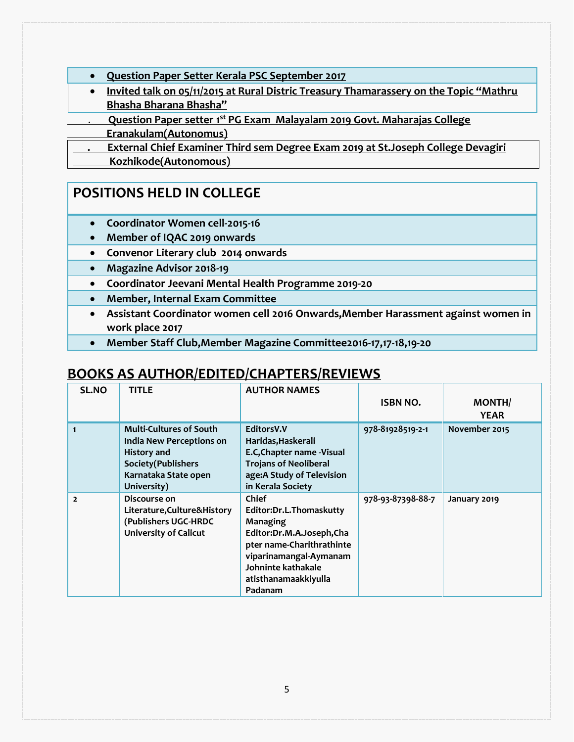- **Question Paper Setter Kerala PSC September 2017**
- **Invited talk on 05/11/2015 at Rural Distric Treasury Thamarassery on the Topic "Mathru Bhasha Bharana Bhasha"**
- **Question Paper setter 1st PG Exam Malayalam 2019 Govt. Maharajas College Eranakulam(Autonomus)**
- **External Chief Examiner Third sem Degree Exam 2019 at St.Joseph College Devagiri Kozhikode(Autonomous)**

## POSITIONS HELD IN COLLEGE

- **Coordinator Women cell-2015-16**
- **Member of IQAC 2019 onwards**
- **Convenor Literary club 2014 onwards**
- **Magazine Advisor 2018-19**
- **Coordinator Jeevani Mental Health Programme 2019-20**
- **Member, Internal Exam Committee**
- **Assistant Coordinator women cell 2016 Onwards,Member Harassment against women in work place 2017**
- **Member Staff Club,Member Magazine Committee2016-17,17-18,19-20**

## BOOKS AS AUTHOR/EDITED/CHAPTERS/REVIEWS

| SL.NO | TITLE | AUTHOR NAMES | ISBN NO. | MONTH/ YEAR |
|---|---|---|---|---|
| 1 | Multi-Cultures of South India New Perceptions on History and Society(Publishers Karnataka State open University) | EditorsV.V Haridas,Haskerali E.C,Chapter name -Visual Trojans of Neoliberal age:A Study of Television in Kerala Society | 978-81928519-2-1 | November 2015 |
| 2 | Discourse on Literature,Culture&History (Publishers UGC-HRDC University of Calicut | Chief Editor:Dr.L.Thomaskutty Managing Editor:Dr.M.A.Joseph,Chapter name-Charithrathinte viparinamangal-Aymanam Johninte kathakale atisthanamaakkiyulla Padanam | 978-93-87398-88-7 | January 2019 |